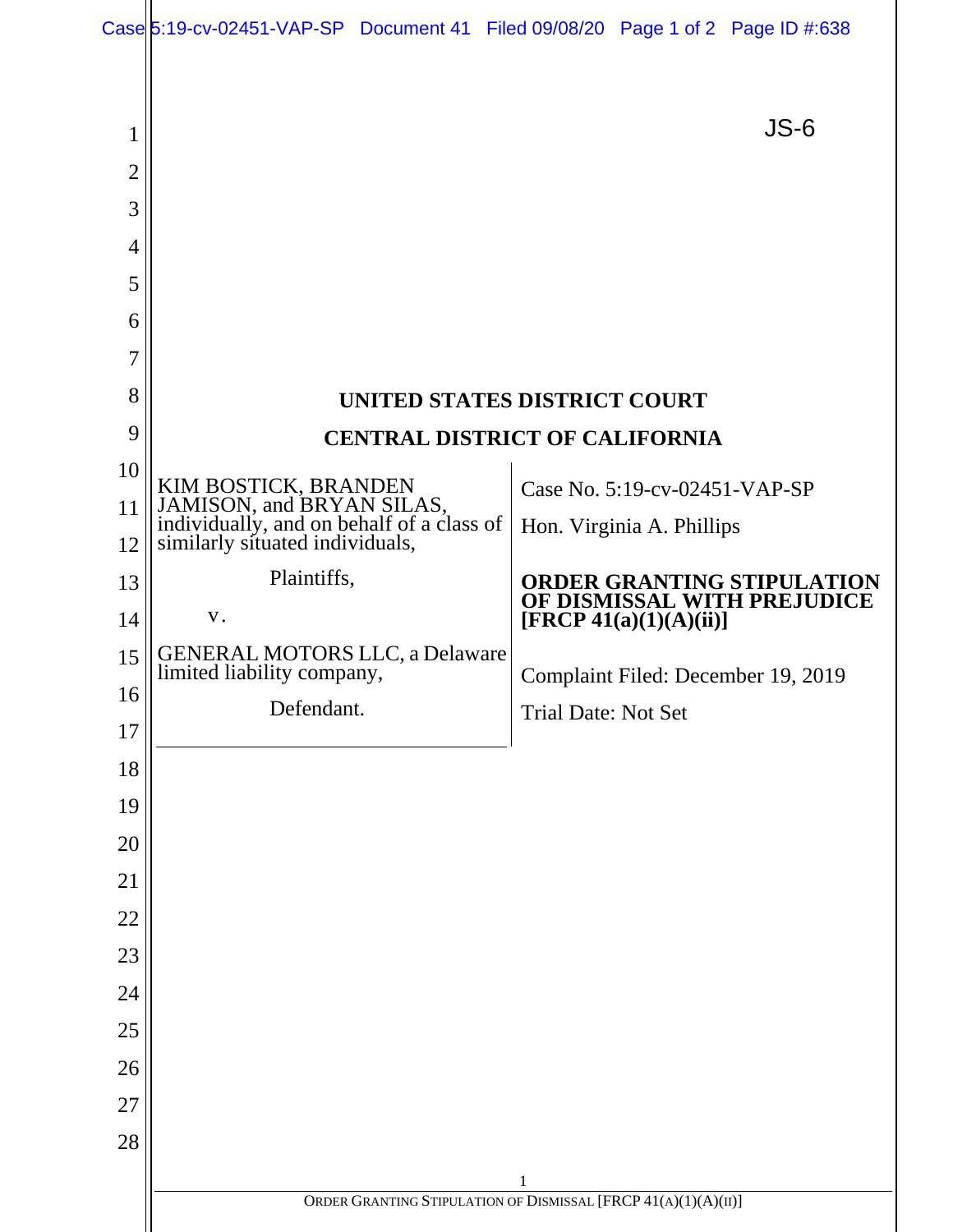JS-6

**UNITED STATES DISTRICT COURT**

**CENTRAL DISTRICT OF CALIFORNIA**

| | |
|---|---|
| KIM BOSTICK, BRANDEN JAMISON, and BRYAN SILAS, individually, and on behalf of a class of similarly situated individuals,<br><br>Plaintiffs,<br><br>v.<br><br>GENERAL MOTORS LLC, a Delaware limited liability company,<br><br>Defendant. | Case No. 5:19-cv-02451-VAP-SP<br><br>Hon. Virginia A. Phillips<br><br>**ORDER GRANTING STIPULATION OF DISMISSAL WITH PREJUDICE [FRCP 41(a)(1)(A)(ii)]**<br><br>Complaint Filed: December 19, 2019<br><br>Trial Date: Not Set |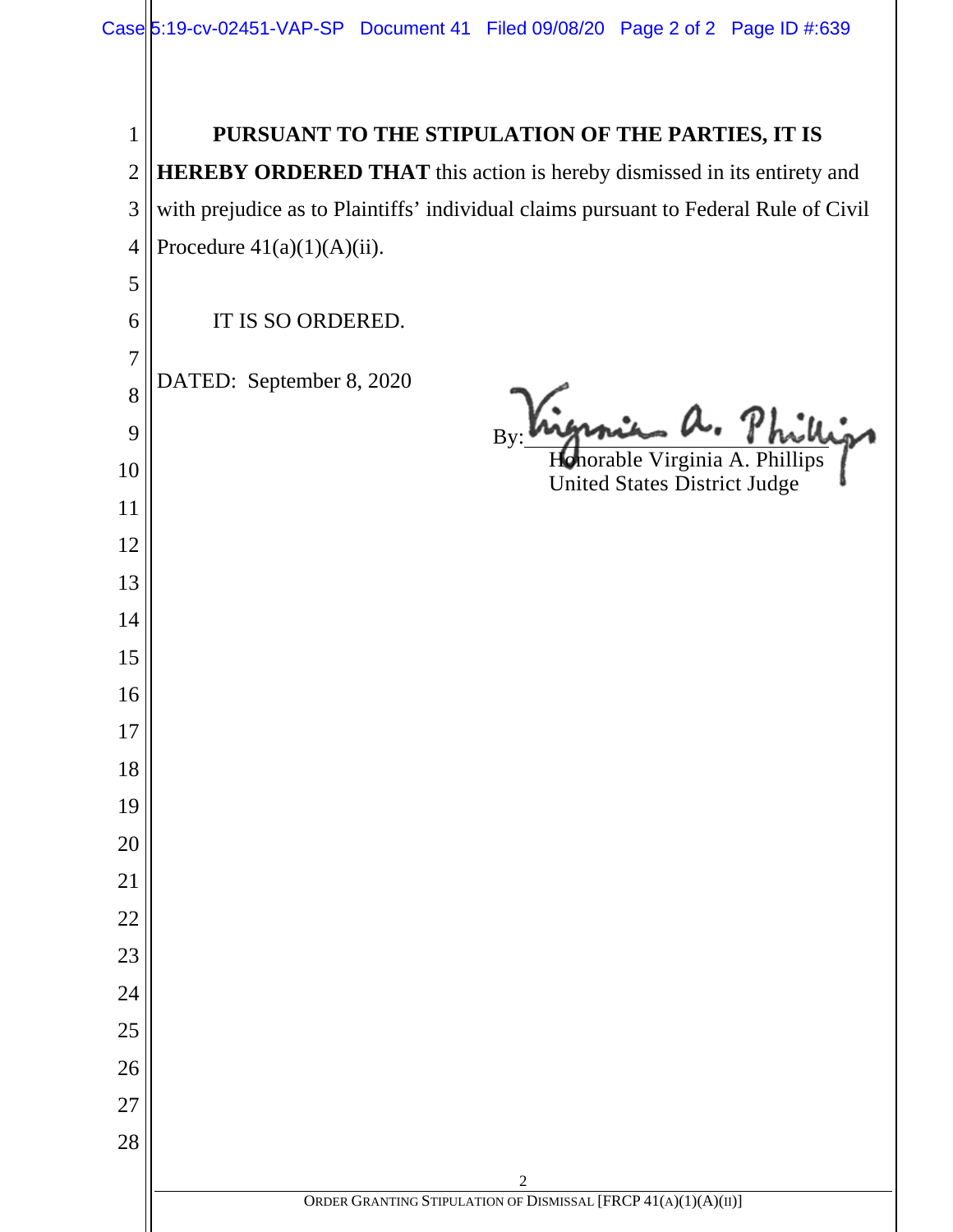**PURSUANT TO THE STIPULATION OF THE PARTIES, IT IS HEREBY ORDERED THAT** this action is hereby dismissed in its entirety and with prejudice as to Plaintiffs' individual claims pursuant to Federal Rule of Civil Procedure 41(a)(1)(A)(ii).

IT IS SO ORDERED.

DATED: September 8, 2020

By: ______________________________
Honorable Virginia A. Phillips
United States District Judge

ORDER GRANTING STIPULATION OF DISMISSAL [FRCP 41(A)(1)(A)(II)]